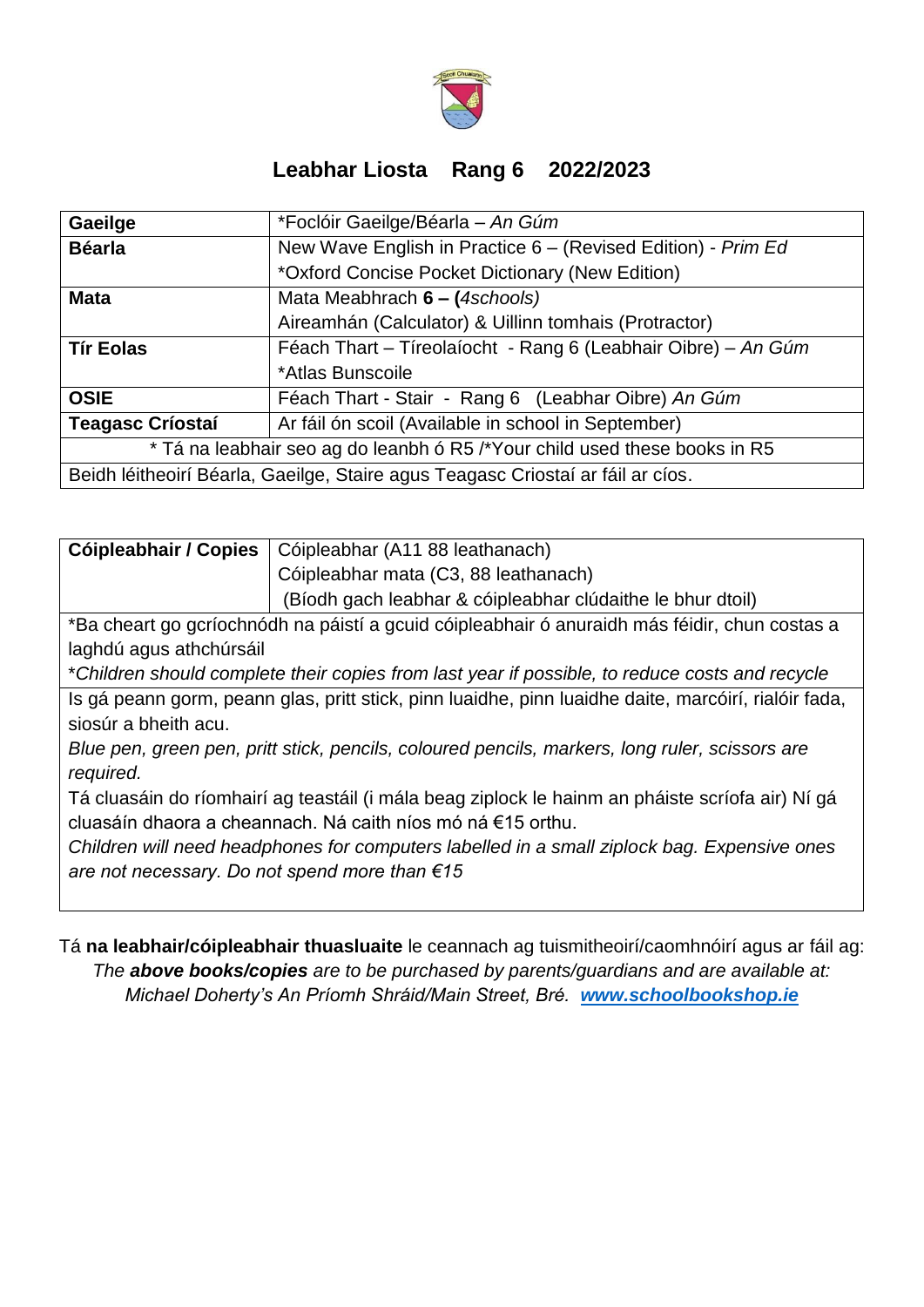# Leabhar Liosta Rang 6 2022/2023

| Gaeilge | *Foclóir Gaeilge/Béarla – *An Gúm* |
| --- | --- |
| **Béarla** | New Wave English in Practice 6 – (Revised Edition) - *Prim Ed*<br>*Oxford Concise Pocket Dictionary (New Edition) |
| **Mata** | Mata Meabhrach **6 – (***4schools)*<br>Aireamhán (Calculator) & Uillinn tomhais (Protractor) |
| **Tír Eolas** | Féach Thart – Tíreolaíocht - Rang 6 (Leabhair Oibre) – *An Gúm*<br>*Atlas Bunscoile |
| **OSIE** | Féach Thart - Stair - Rang 6 (Leabhar Oibre) *An Gúm* |
| **Teagasc Críostaí** | Ar fáil ón scoil (Available in school in September) |
| * Tá na leabhair seo ag do leanbh ó R5 /*Your child used these books in R5 | |
| Beidh léitheoirí Béarla, Gaeilge, Staire agus Teagasc Criostaí ar fáil ar cíos. | |

| Cóipleabhair / Copies | Cóipleabhar (A11 88 leathanach)<br>Cóipleabhar mata (C3, 88 leathanach)<br>(Bíodh gach leabhar & cóipleabhar clúdaithe le bhur dtoil) |
| --- | --- |
| *Ba cheart go gcríochnódh na páistí a gcuid cóipleabhair ó anuraidh más féidir, chun costas a laghdú agus athchúrsáil<br>**Children should complete their copies from last year if possible, to reduce costs and recycle* | |
| Is gá peann gorm, peann glas, pritt stick, pinn luaidhe, pinn luaidhe daite, marcóirí, rialóir fada, siosúr a bheith acu.<br>*Blue pen, green pen, pritt stick, pencils, coloured pencils, markers, long ruler, scissors are required.*<br>Tá cluasáin do ríomhairí ag teastáil (i mála beag ziplock le hainm an pháiste scríofa air) Ní gá cluasáin dhaora a cheannach. Ná caith níos mó ná €15 orthu.<br>*Children will need headphones for computers labelled in a small ziplock bag. Expensive ones are not necessary. Do not spend more than €15* | |

Tá **na leabhair/cóipleabhair thuasluaite** le ceannach ag tuismitheoirí/caomhnóirí agus ar fáil ag:
*The* ***above books/copies*** *are to be purchased by parents/guardians and are available at:*
*Michael Doherty's An Príomh Shráid/Main Street, Bré.* ***www.schoolbookshop.ie***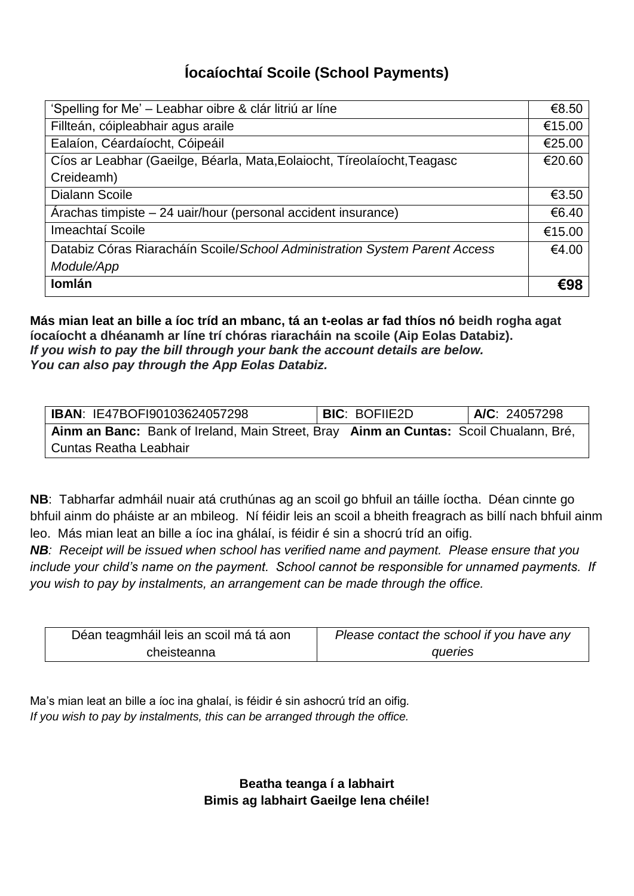## Íocaíochtaí Scoile (School Payments)

| | |
|---|---|
| 'Spelling for Me' – Leabhar oibre & clár litriú ar líne | €8.50 |
| Fillteán, cóipleabhair agus araile | €15.00 |
| Ealaíon, Céardaíocht, Cóipeáil | €25.00 |
| Cíos ar Leabhar (Gaeilge, Béarla, Mata,Eolaiocht, Tíreolaíocht,Teagasc Creideamh) | €20.60 |
| Dialann Scoile | €3.50 |
| Árachas timpiste – 24 uair/hour (personal accident insurance) | €6.40 |
| Imeachtaí Scoile | €15.00 |
| Databiz Córas Riaracháin Scoile/*School Administration System Parent Access Module/App* | €4.00 |
| **Iomlán** | **€98** |

**Más mian leat an bille a íoc tríd an mbanc, tá an t-eolas ar fad thíos nó beidh rogha agat íocaíocht a dhéanamh ar líne trí chóras riaracháin na scoile (Aip Eolas Databiz).**
***If you wish to pay the bill through your bank the account details are below.***
***You can also pay through the App Eolas Databiz.***

| | | |
|---|---|---|
| **IBAN**: IE47BOFI90103624057298 | **BIC**: BOFIIE2D | **A/C**: 24057298 |
| **Ainm an Banc:** Bank of Ireland, Main Street, Bray **Ainm an Cuntas:** Scoil Chualann, Bré, Cuntas Reatha Leabhair | | |

**NB**: Tabharfar admháil nuair atá cruthúnas ag an scoil go bhfuil an táille íoctha. Déan cinnte go bhfuil ainm do pháiste ar an mbileog. Ní féidir leis an scoil a bheith freagrach as billí nach bhfuil ainm leo. Más mian leat an bille a íoc ina ghálaí, is féidir é sin a shocrú tríd an oifig.
***NB**: Receipt will be issued when school has verified name and payment. Please ensure that you include your child's name on the payment. School cannot be responsible for unnamed payments. If you wish to pay by instalments, an arrangement can be made through the office.*

| | |
|---|---|
| Déan teagmháil leis an scoil má tá aon cheisteanna | *Please contact the school if you have any queries* |

Ma's mian leat an bille a íoc ina ghalaí, is féidir é sin ashocrú tríd an oifig.
*If you wish to pay by instalments, this can be arranged through the office.*

**Beatha teanga í a labhairt**
**Bimis ag labhairt Gaeilge lena chéile!**